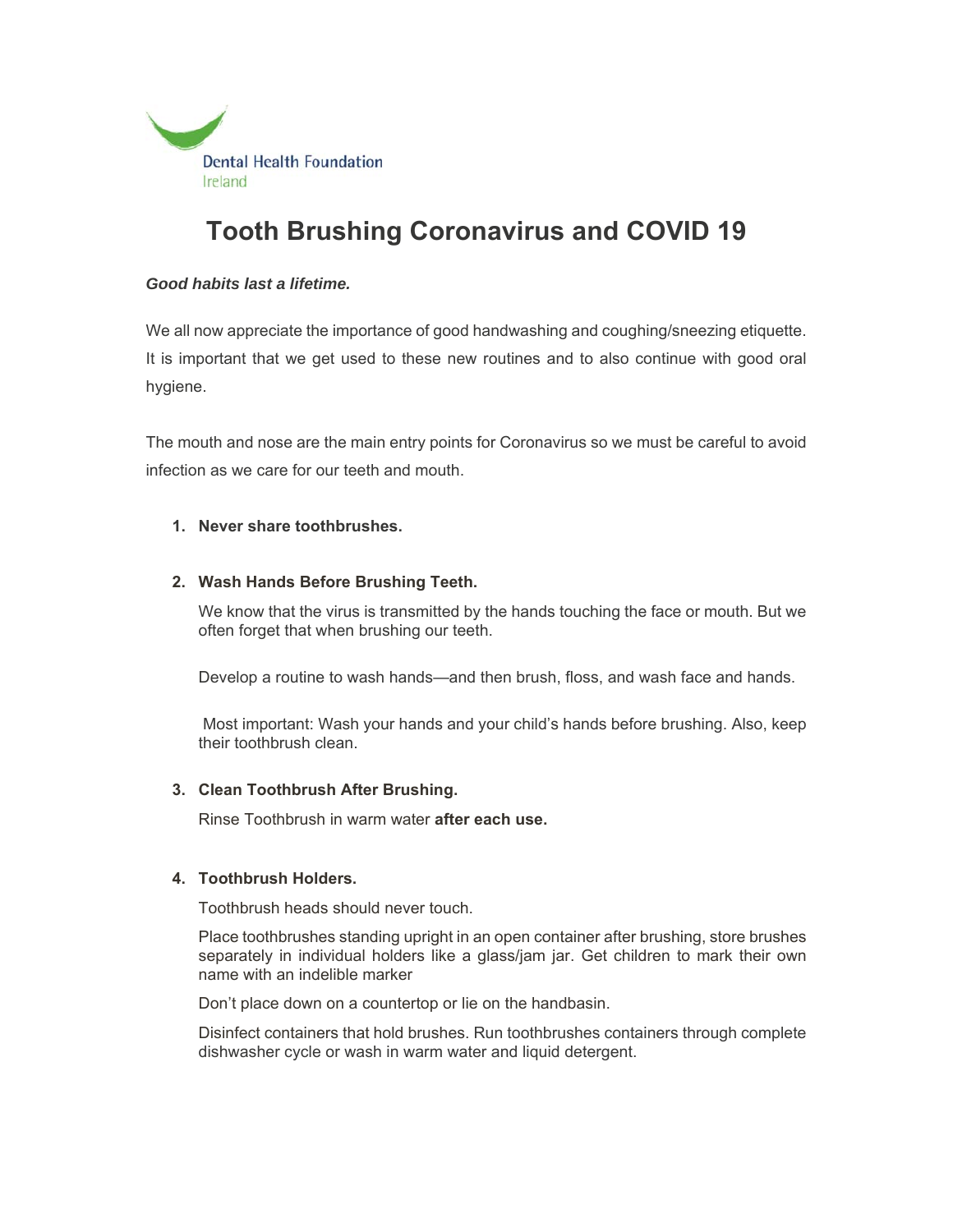Dental Health Foundation
Ireland

# Tooth Brushing Coronavirus and COVID 19

***Good habits last a lifetime.***

We all now appreciate the importance of good handwashing and coughing/sneezing etiquette. It is important that we get used to these new routines and to also continue with good oral hygiene.

The mouth and nose are the main entry points for Coronavirus so we must be careful to avoid infection as we care for our teeth and mouth.

1. **Never share toothbrushes.**

2. **Wash Hands Before Brushing Teeth.**

   We know that the virus is transmitted by the hands touching the face or mouth. But we often forget that when brushing our teeth.

   Develop a routine to wash hands—and then brush, floss, and wash face and hands.

   Most important: Wash your hands and your child's hands before brushing. Also, keep their toothbrush clean.

3. **Clean Toothbrush After Brushing.**

   Rinse Toothbrush in warm water **after each use.**

4. **Toothbrush Holders.**

   Toothbrush heads should never touch.

   Place toothbrushes standing upright in an open container after brushing, store brushes separately in individual holders like a glass/jam jar. Get children to mark their own name with an indelible marker

   Don't place down on a countertop or lie on the handbasin.

   Disinfect containers that hold brushes. Run toothbrushes containers through complete dishwasher cycle or wash in warm water and liquid detergent.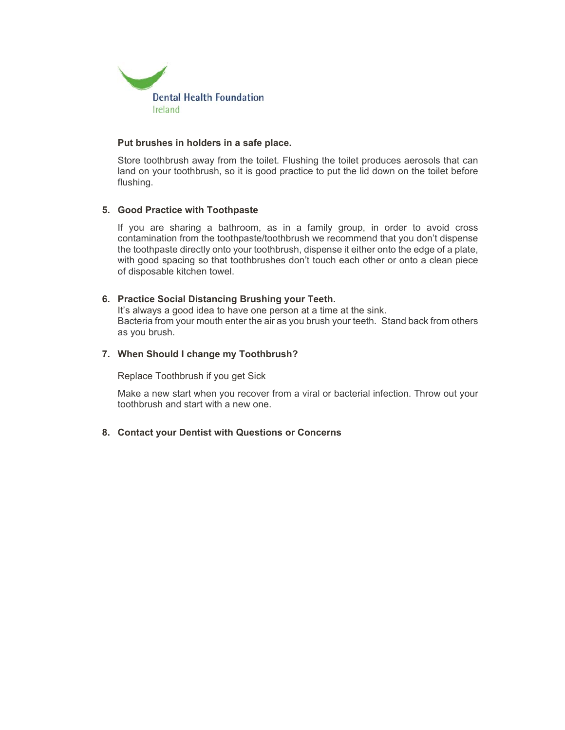**Put brushes in holders in a safe place.**

Store toothbrush away from the toilet. Flushing the toilet produces aerosols that can land on your toothbrush, so it is good practice to put the lid down on the toilet before flushing.

5. **Good Practice with Toothpaste**

   If you are sharing a bathroom, as in a family group, in order to avoid cross contamination from the toothpaste/toothbrush we recommend that you don't dispense the toothpaste directly onto your toothbrush, dispense it either onto the edge of a plate, with good spacing so that toothbrushes don't touch each other or onto a clean piece of disposable kitchen towel.

6. **Practice Social Distancing Brushing your Teeth.**
   It's always a good idea to have one person at a time at the sink.
   Bacteria from your mouth enter the air as you brush your teeth. Stand back from others as you brush.

7. **When Should I change my Toothbrush?**

   Replace Toothbrush if you get Sick

   Make a new start when you recover from a viral or bacterial infection. Throw out your toothbrush and start with a new one.

8. **Contact your Dentist with Questions or Concerns**